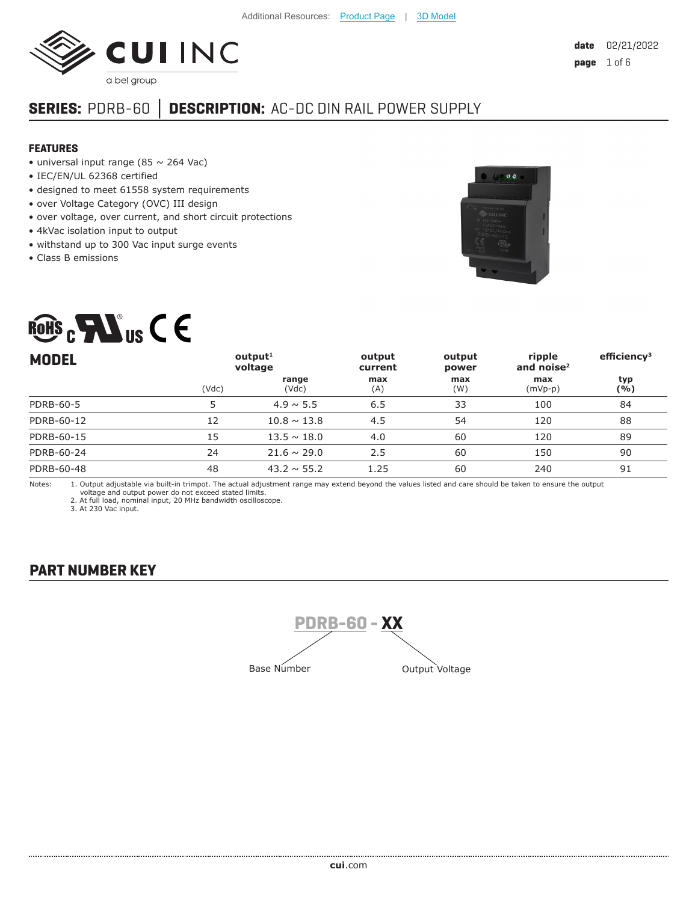Additional Resources: Product Page | 3D Model

date 02/21/2022

# SERIES: PDRB-60 │ DESCRIPTION: AC-DC DIN RAIL POWER SUPPLY

## FEATURES

- universal input range (85 ~ 264 Vac)
- IEC/EN/UL 62368 certified
- designed to meet 61558 system requirements
- over Voltage Category (OVC) III design
- over voltage, over current, and short circuit protections
- 4kVac isolation input to output
- withstand up to 300 Vac input surge events
- Class B emissions

| MODEL | output[1] voltage | | output current | output power | ripple and noise[2] | efficiency[3] |
|---|---|---|---|---|---|---|
| | (Vdc) | range (Vdc) | max (A) | max (W) | max (mVp-p) | typ (%) |
| PDRB-60-5 | 5 | 4.9 ~ 5.5 | 6.5 | 33 | 100 | 84 |
| PDRB-60-12 | 12 | 10.8 ~ 13.8 | 4.5 | 54 | 120 | 88 |
| PDRB-60-15 | 15 | 13.5 ~ 18.0 | 4.0 | 60 | 120 | 89 |
| PDRB-60-24 | 24 | 21.6 ~ 29.0 | 2.5 | 60 | 150 | 90 |
| PDRB-60-48 | 48 | 43.2 ~ 55.2 | 1.25 | 60 | 240 | 91 |

Notes:
1. Output adjustable via built-in trimpot. The actual adjustment range may extend beyond the values listed and care should be taken to ensure the output voltage and output power do not exceed stated limits.
2. At full load, nominal input, 20 MHz bandwidth oscilloscope.
3. At 230 Vac input.

## PART NUMBER KEY

PDRB-60 - XX

Base Number: PDRB-60
Output Voltage: XX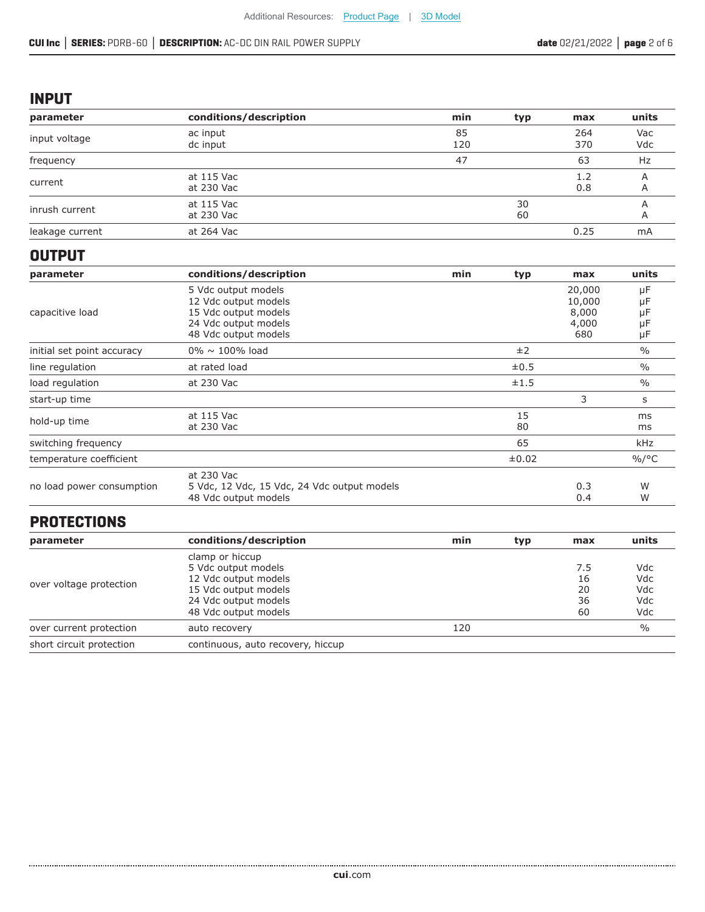## INPUT

| parameter | conditions/description | min | typ | max | units |
|---|---|---|---|---|---|
| input voltage | ac input<br>dc input | 85<br>120 | | 264<br>370 | Vac<br>Vdc |
| frequency | | 47 | | 63 | Hz |
| current | at 115 Vac<br>at 230 Vac | | | 1.2<br>0.8 | A<br>A |
| inrush current | at 115 Vac<br>at 230 Vac | | 30<br>60 | | A<br>A |
| leakage current | at 264 Vac | | | 0.25 | mA |

## OUTPUT

| parameter | conditions/description | min | typ | max | units |
|---|---|---|---|---|---|
| capacitive load | 5 Vdc output models<br>12 Vdc output models<br>15 Vdc output models<br>24 Vdc output models<br>48 Vdc output models | | | 20,000<br>10,000<br>8,000<br>4,000<br>680 | μF<br>μF<br>μF<br>μF<br>μF |
| initial set point accuracy | 0% ~ 100% load | | ±2 | | % |
| line regulation | at rated load | | ±0.5 | | % |
| load regulation | at 230 Vac | | ±1.5 | | % |
| start-up time | | | | 3 | s |
| hold-up time | at 115 Vac<br>at 230 Vac | | 15<br>80 | | ms<br>ms |
| switching frequency | | | 65 | | kHz |
| temperature coefficient | | | ±0.02 | | %/°C |
| no load power consumption | at 230 Vac<br>5 Vdc, 12 Vdc, 15 Vdc, 24 Vdc output models<br>48 Vdc output models | | | <br>0.3<br>0.4 | <br>W<br>W |

## PROTECTIONS

| parameter | conditions/description | min | typ | max | units |
|---|---|---|---|---|---|
| over voltage protection | clamp or hiccup<br>5 Vdc output models<br>12 Vdc output models<br>15 Vdc output models<br>24 Vdc output models<br>48 Vdc output models | | | <br>7.5<br>16<br>20<br>36<br>60 | <br>Vdc<br>Vdc<br>Vdc<br>Vdc<br>Vdc |
| over current protection | auto recovery | 120 | | | % |
| short circuit protection | continuous, auto recovery, hiccup | | | | |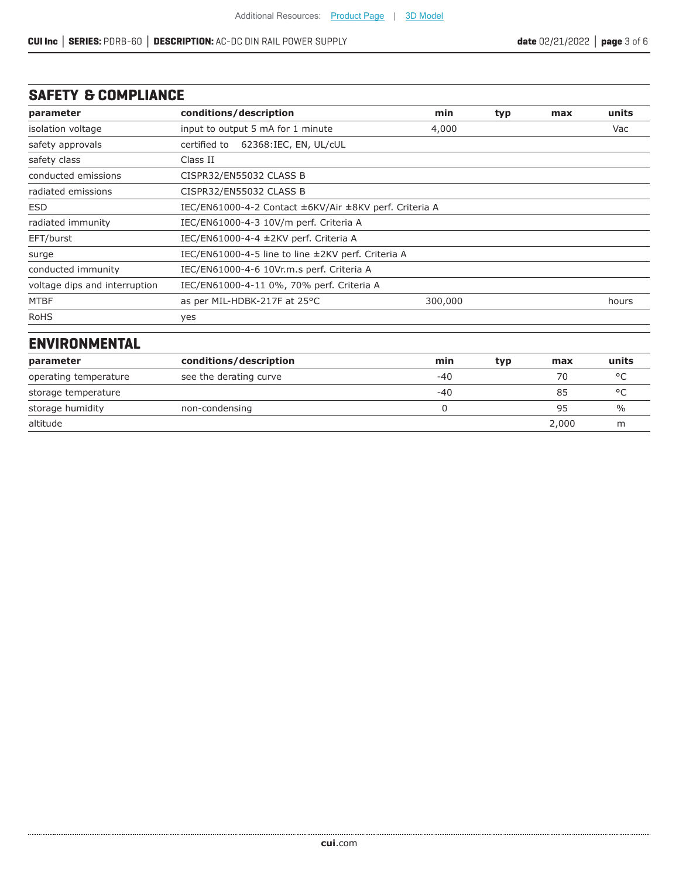## SAFETY & COMPLIANCE

| parameter | conditions/description | min | typ | max | units |
|---|---|---|---|---|---|
| isolation voltage | input to output 5 mA for 1 minute | 4,000 | | | Vac |
| safety approvals | certified to 62368:IEC, EN, UL/cUL | | | | |
| safety class | Class II | | | | |
| conducted emissions | CISPR32/EN55032 CLASS B | | | | |
| radiated emissions | CISPR32/EN55032 CLASS B | | | | |
| ESD | IEC/EN61000-4-2 Contact ±6KV/Air ±8KV perf. Criteria A | | | | |
| radiated immunity | IEC/EN61000-4-3 10V/m perf. Criteria A | | | | |
| EFT/burst | IEC/EN61000-4-4 ±2KV perf. Criteria A | | | | |
| surge | IEC/EN61000-4-5 line to line ±2KV perf. Criteria A | | | | |
| conducted immunity | IEC/EN61000-4-6 10Vr.m.s perf. Criteria A | | | | |
| voltage dips and interruption | IEC/EN61000-4-11 0%, 70% perf. Criteria A | | | | |
| MTBF | as per MIL-HDBK-217F at 25°C | 300,000 | | | hours |
| RoHS | yes | | | | |

## ENVIRONMENTAL

| parameter | conditions/description | min | typ | max | units |
|---|---|---|---|---|---|
| operating temperature | see the derating curve | -40 | | 70 | °C |
| storage temperature | | -40 | | 85 | °C |
| storage humidity | non-condensing | 0 | | 95 | % |
| altitude | | | | 2,000 | m |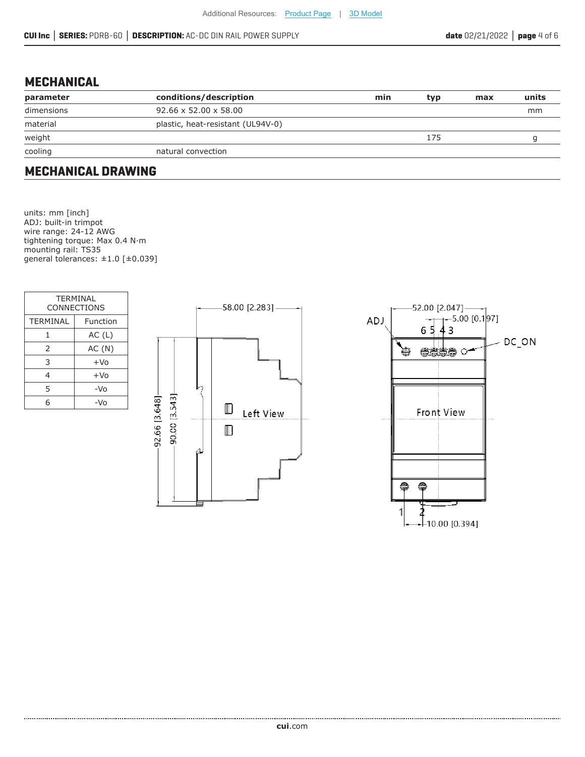## MECHANICAL

| parameter | conditions/description | min | typ | max | units |
|---|---|---|---|---|---|
| dimensions | 92.66 x 52.00 x 58.00 | | | | mm |
| material | plastic, heat-resistant (UL94V-0) | | | | |
| weight | | | 175 | | g |
| cooling | natural convection | | | | |

## MECHANICAL DRAWING

units: mm [inch]
ADJ: built-in trimpot
wire range: 24-12 AWG
tightening torque: Max 0.4 N·m
mounting rail: TS35
general tolerances: ±1.0 [±0.039]

| TERMINAL CONNECTIONS | |
|---|---|
| TERMINAL | Function |
| 1 | AC (L) |
| 2 | AC (N) |
| 3 | +Vo |
| 4 | +Vo |
| 5 | -Vo |
| 6 | -Vo |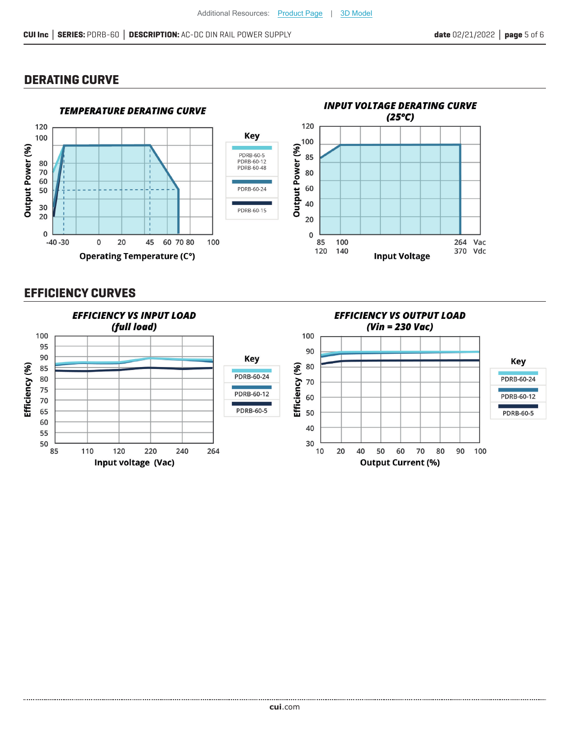Additional Resources: Product Page | 3D Model

## DERATING CURVE

### TEMPERATURE DERATING CURVE

Output Power (%): 120, 100, 80, 70, 60, 50, 30, 20, 0

Operating Temperature (C°): -40, -30, 0, 20, 45, 60, 70, 80, 100

Key:
- PDRB-60-5, PDRB-60-12, PDRB-60-48
- PDRB-60-24
- PDRB-60-15

### INPUT VOLTAGE DERATING CURVE (25°C)

Output Power (%): 120, 100, 85, 80, 60, 40, 20, 0

Input Voltage: 85, 100, 264 Vac; 120, 140, 370 Vdc

## EFFICIENCY CURVES

### EFFICIENCY VS INPUT LOAD (full load)

Efficiency (%): 100, 95, 90, 85, 80, 75, 70, 65, 60, 55, 50

Input voltage (Vac): 85, 110, 120, 220, 240, 264

Key:
- PDRB-60-24
- PDRB-60-12
- PDRB-60-5

### EFFICIENCY VS OUTPUT LOAD (Vin = 230 Vac)

Efficiency (%): 100, 90, 80, 70, 60, 50, 40, 30

Output Current (%): 10, 20, 40, 50, 60, 70, 80, 90, 100

Key:
- PDRB-60-24
- PDRB-60-12
- PDRB-60-5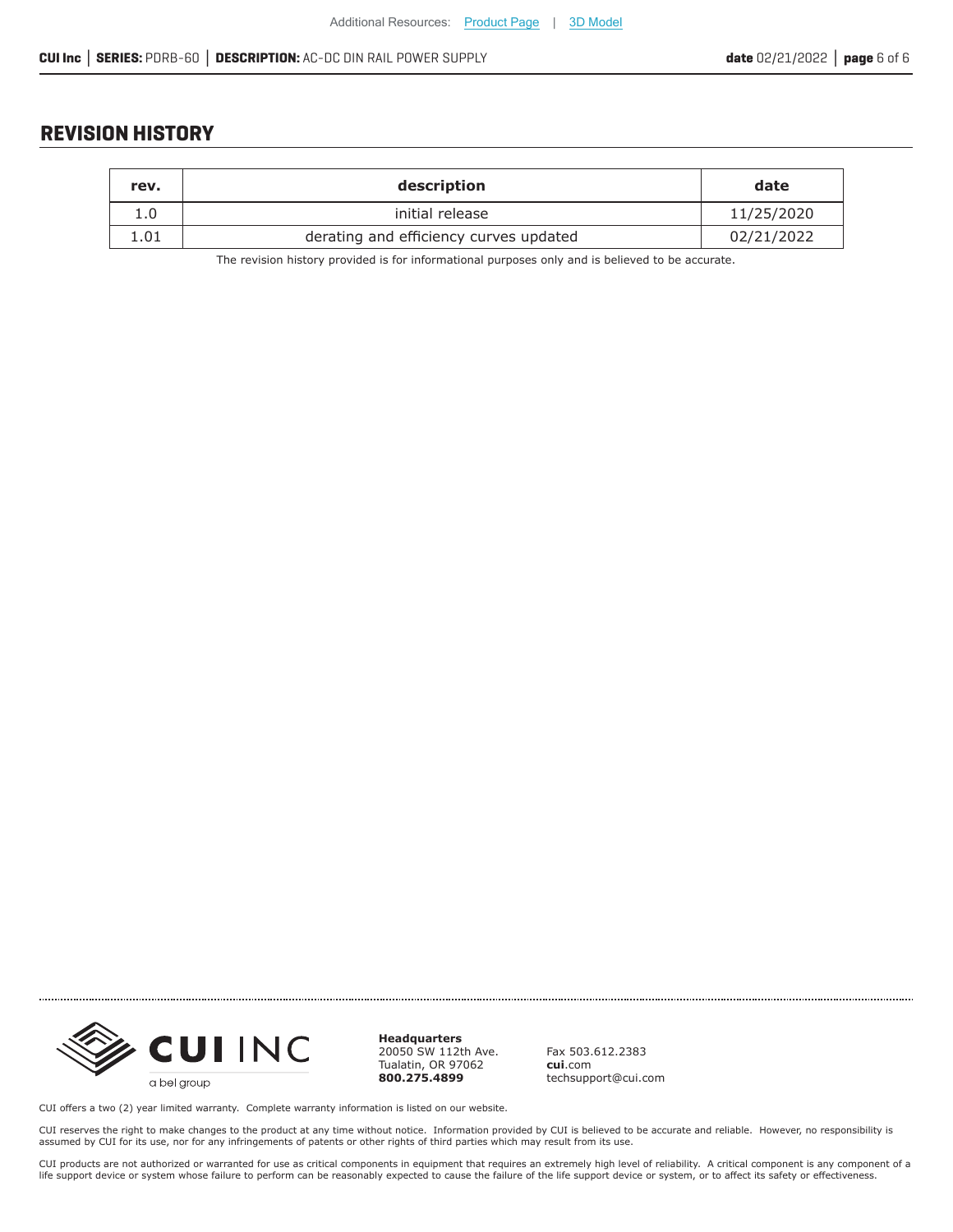## REVISION HISTORY

| rev. | description | date |
| --- | --- | --- |
| 1.0 | initial release | 11/25/2020 |
| 1.01 | derating and efficiency curves updated | 02/21/2022 |

The revision history provided is for informational purposes only and is believed to be accurate.

CUI INC

a bel group

**Headquarters**
20050 SW 112th Ave.
Tualatin, OR 97062
**800.275.4899**

Fax 503.612.2383
**cui**.com
techsupport@cui.com

CUI offers a two (2) year limited warranty. Complete warranty information is listed on our website.

CUI reserves the right to make changes to the product at any time without notice. Information provided by CUI is believed to be accurate and reliable. However, no responsibility is assumed by CUI for its use, nor for any infringements of patents or other rights of third parties which may result from its use.

CUI products are not authorized or warranted for use as critical components in equipment that requires an extremely high level of reliability. A critical component is any component of a life support device or system whose failure to perform can be reasonably expected to cause the failure of the life support device or system, or to affect its safety or effectiveness.